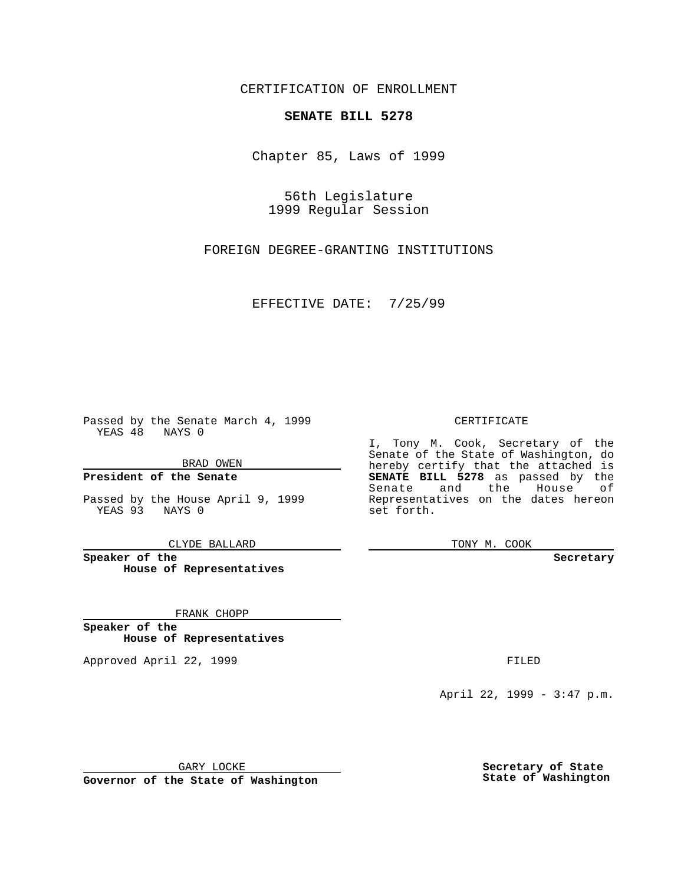CERTIFICATION OF ENROLLMENT

**SENATE BILL 5278**

Chapter 85, Laws of 1999

56th Legislature
1999 Regular Session

FOREIGN DEGREE-GRANTING INSTITUTIONS

EFFECTIVE DATE: 7/25/99

Passed by the Senate March 4, 1999
YEAS 48 NAYS 0

BRAD OWEN

**President of the Senate**

Passed by the House April 9, 1999
YEAS 93 NAYS 0

CLYDE BALLARD

**Speaker of the House of Representatives**

FRANK CHOPP

**Speaker of the House of Representatives**

Approved April 22, 1999

GARY LOCKE

**Governor of the State of Washington**

CERTIFICATE

I, Tony M. Cook, Secretary of the Senate of the State of Washington, do hereby certify that the attached is **SENATE BILL 5278** as passed by the Senate and the House of Representatives on the dates hereon set forth.

TONY M. COOK

**Secretary**

FILED

April 22, 1999 - 3:47 p.m.

**Secretary of State**
**State of Washington**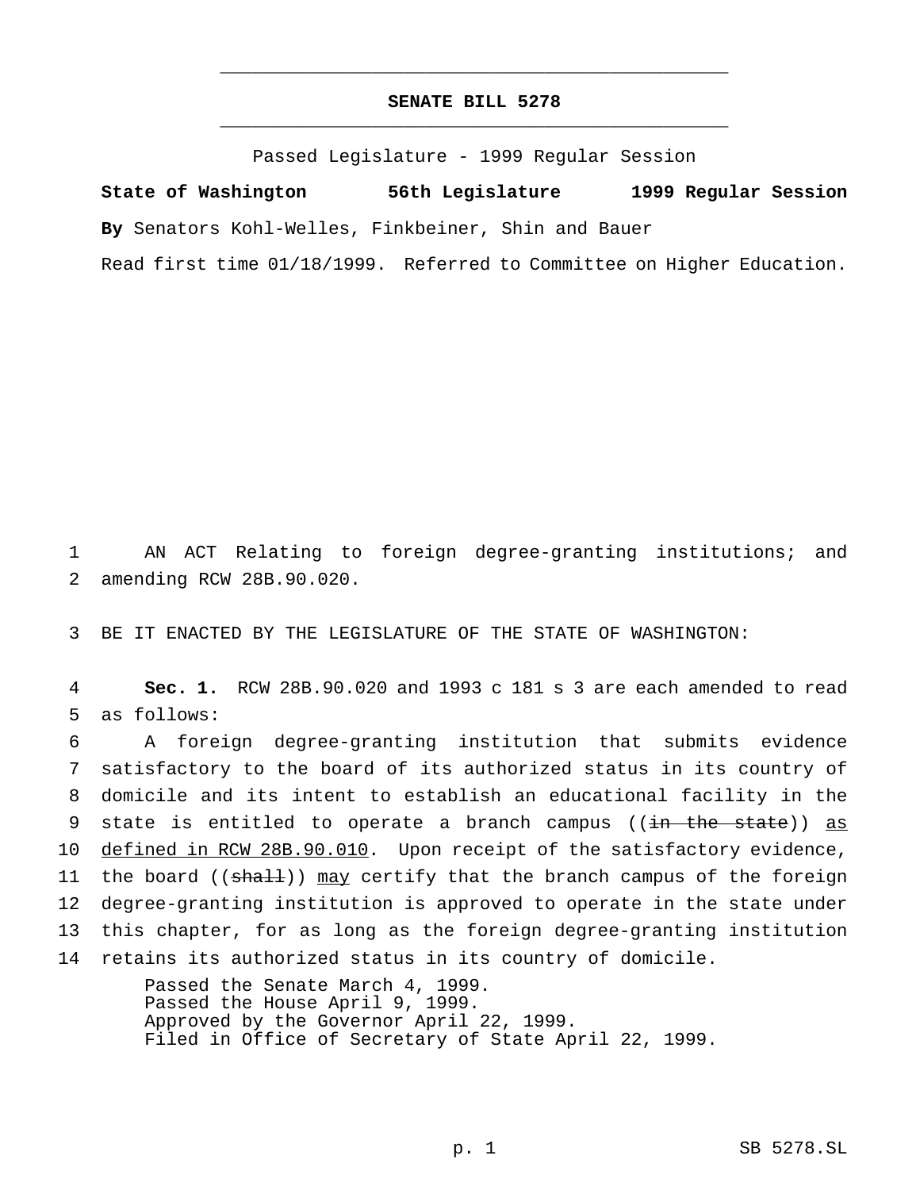# SENATE BILL 5278

Passed Legislature - 1999 Regular Session

**State of Washington 56th Legislature 1999 Regular Session**

**By** Senators Kohl-Welles, Finkbeiner, Shin and Bauer

Read first time 01/18/1999. Referred to Committee on Higher Education.

AN ACT Relating to foreign degree-granting institutions; and amending RCW 28B.90.020.

BE IT ENACTED BY THE LEGISLATURE OF THE STATE OF WASHINGTON:

**Sec. 1.** RCW 28B.90.020 and 1993 c 181 s 3 are each amended to read as follows:

A foreign degree-granting institution that submits evidence satisfactory to the board of its authorized status in its country of domicile and its intent to establish an educational facility in the state is entitled to operate a branch campus ((~~in the state~~)) <u>as defined in RCW 28B.90.010</u>. Upon receipt of the satisfactory evidence, the board ((~~shall~~)) <u>may</u> certify that the branch campus of the foreign degree-granting institution is approved to operate in the state under this chapter, for as long as the foreign degree-granting institution retains its authorized status in its country of domicile.

Passed the Senate March 4, 1999.
Passed the House April 9, 1999.
Approved by the Governor April 22, 1999.
Filed in Office of Secretary of State April 22, 1999.